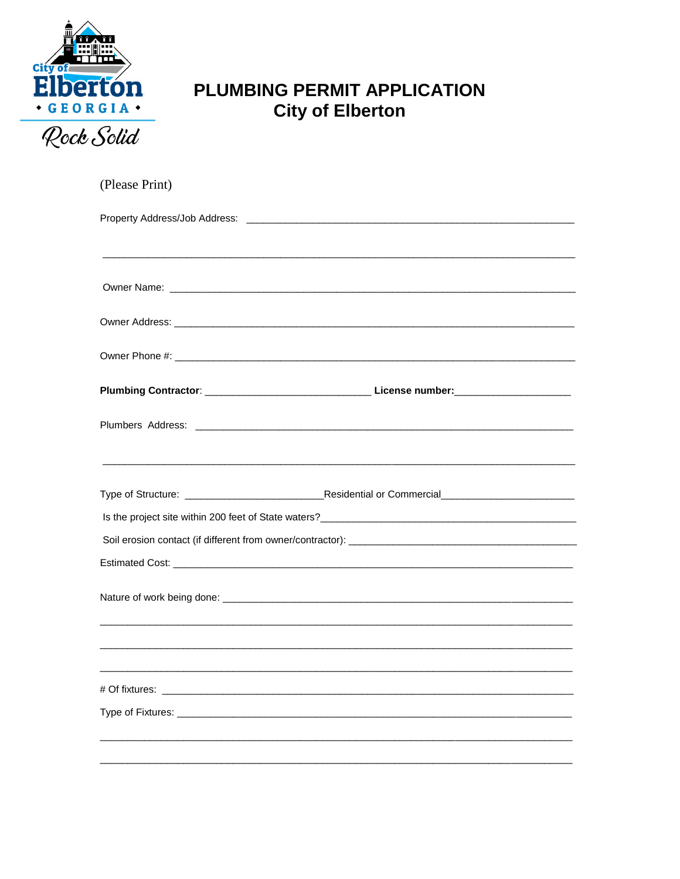City of Elberton • GEORGIA • Rock Solid

# PLUMBING PERMIT APPLICATION
## City of Elberton

(Please Print)

Property Address/Job Address: ____________________________________________________________

________________________________________________________________________________

Owner Name: ____________________________________________________________________

Owner Address: __________________________________________________________________

Owner Phone #: __________________________________________________________________

**Plumbing Contractor**: ______________________________ **License number:**_____________________

Plumbers Address: ________________________________________________________________

________________________________________________________________________________

Type of Structure: _________________________Residential or Commercial________________________

Is the project site within 200 feet of State waters?_______________________________________________

Soil erosion contact (if different from owner/contractor): __________________________________________

Estimated Cost: __________________________________________________________________

Nature of work being done: ________________________________________________________

________________________________________________________________________________

________________________________________________________________________________

________________________________________________________________________________

# Of fixtures: ___________________________________________________________________

Type of Fixtures: _________________________________________________________________

________________________________________________________________________________

________________________________________________________________________________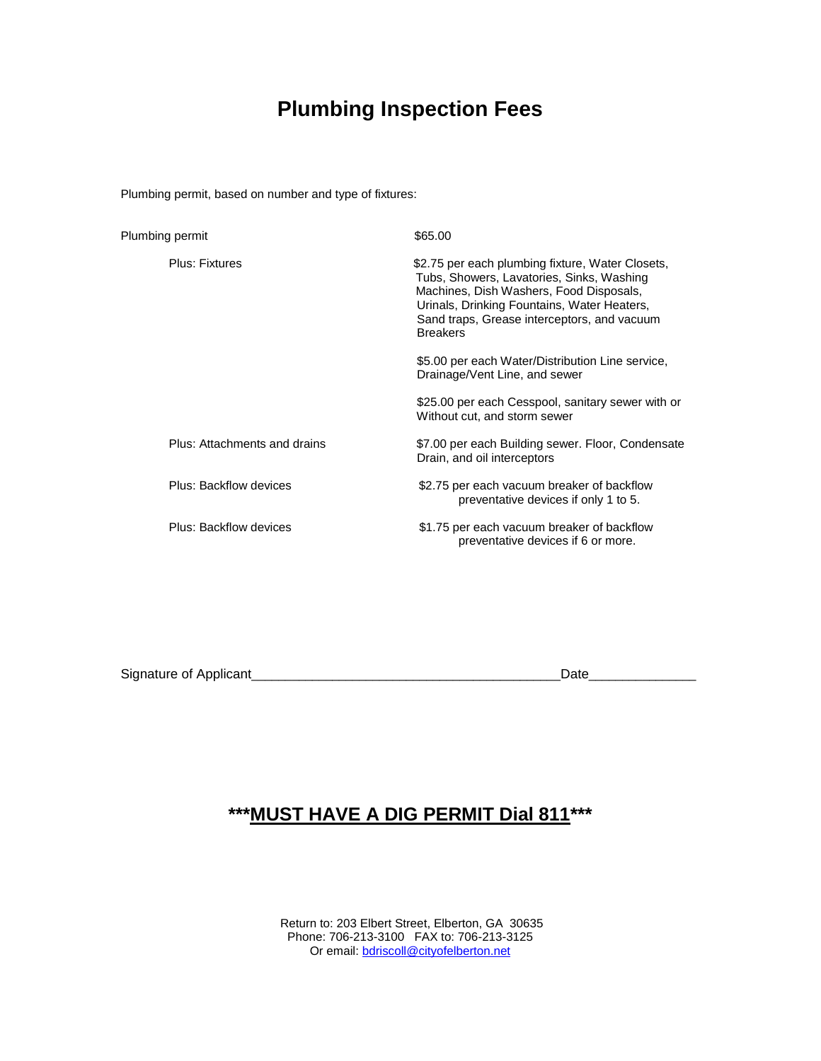# Plumbing Inspection Fees

Plumbing permit, based on number and type of fixtures:

| | |
|---|---|
| Plumbing permit | $65.00 |
| Plus: Fixtures | $2.75 per each plumbing fixture, Water Closets, Tubs, Showers, Lavatories, Sinks, Washing Machines, Dish Washers, Food Disposals, Urinals, Drinking Fountains, Water Heaters, Sand traps, Grease interceptors, and vacuum Breakers |
| | $5.00 per each Water/Distribution Line service, Drainage/Vent Line, and sewer |
| | $25.00 per each Cesspool, sanitary sewer with or Without cut, and storm sewer |
| Plus: Attachments and drains | $7.00 per each Building sewer. Floor, Condensate Drain, and oil interceptors |
| Plus: Backflow devices | $2.75 per each vacuum breaker of backflow preventative devices if only 1 to 5. |
| Plus: Backflow devices | $1.75 per each vacuum breaker of backflow preventative devices if 6 or more. |

Signature of Applicant_________________________________________ Date______________

**\*\*\*MUST HAVE A DIG PERMIT Dial 811\*\*\***

Return to: 203 Elbert Street, Elberton, GA 30635
Phone: 706-213-3100 FAX to: 706-213-3125
Or email: bdriscoll@cityofelberton.net